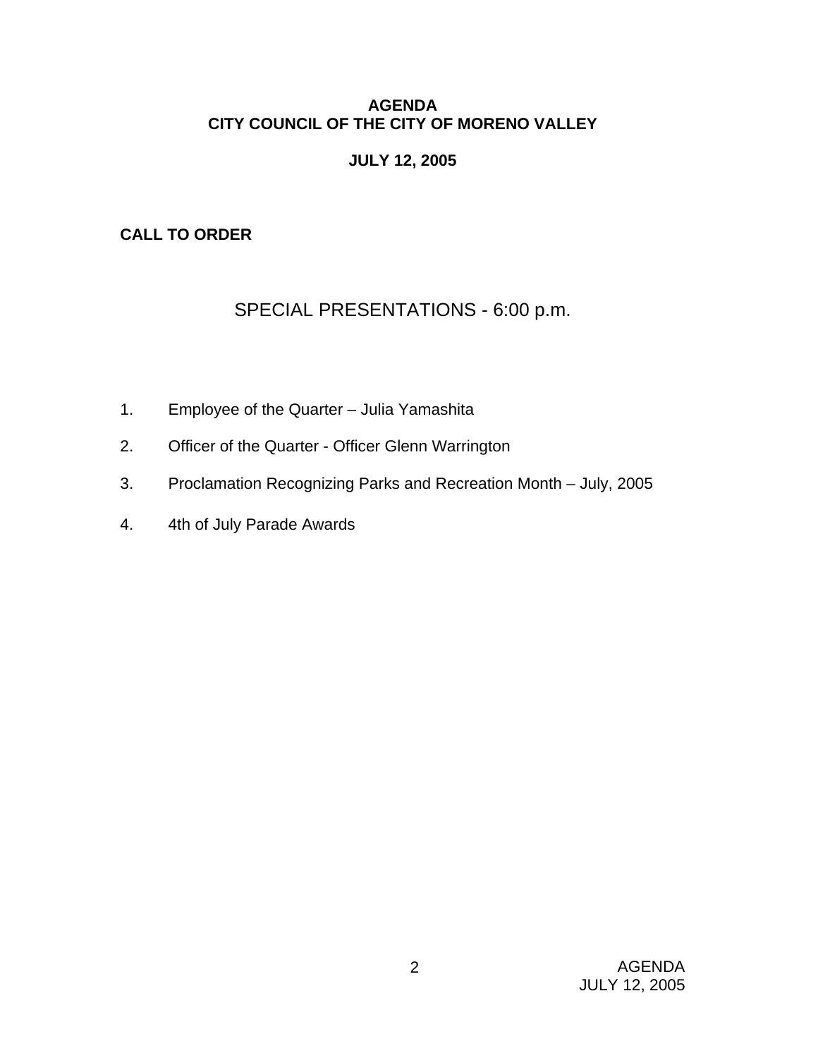# AGENDA
# CITY COUNCIL OF THE CITY OF MORENO VALLEY

## JULY 12, 2005

**CALL TO ORDER**

## SPECIAL PRESENTATIONS - 6:00 p.m.

1. Employee of the Quarter – Julia Yamashita
2. Officer of the Quarter - Officer Glenn Warrington
3. Proclamation Recognizing Parks and Recreation Month – July, 2005
4. 4th of July Parade Awards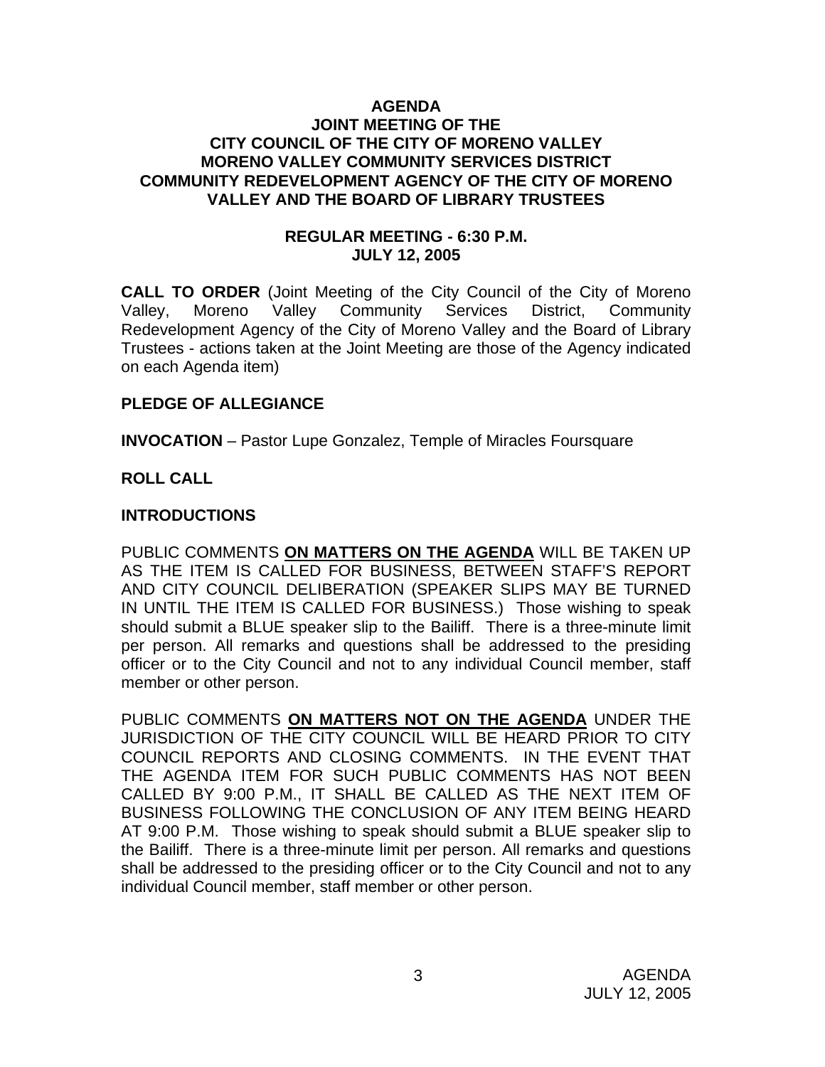# AGENDA
## JOINT MEETING OF THE
## CITY COUNCIL OF THE CITY OF MORENO VALLEY
## MORENO VALLEY COMMUNITY SERVICES DISTRICT
## COMMUNITY REDEVELOPMENT AGENCY OF THE CITY OF MORENO VALLEY AND THE BOARD OF LIBRARY TRUSTEES

### REGULAR MEETING - 6:30 P.M.
### JULY 12, 2005

**CALL TO ORDER** (Joint Meeting of the City Council of the City of Moreno Valley, Moreno Valley Community Services District, Community Redevelopment Agency of the City of Moreno Valley and the Board of Library Trustees - actions taken at the Joint Meeting are those of the Agency indicated on each Agenda item)

**PLEDGE OF ALLEGIANCE**

**INVOCATION** – Pastor Lupe Gonzalez, Temple of Miracles Foursquare

**ROLL CALL**

**INTRODUCTIONS**

PUBLIC COMMENTS **ON MATTERS ON THE AGENDA** WILL BE TAKEN UP AS THE ITEM IS CALLED FOR BUSINESS, BETWEEN STAFF'S REPORT AND CITY COUNCIL DELIBERATION (SPEAKER SLIPS MAY BE TURNED IN UNTIL THE ITEM IS CALLED FOR BUSINESS.) Those wishing to speak should submit a BLUE speaker slip to the Bailiff. There is a three-minute limit per person. All remarks and questions shall be addressed to the presiding officer or to the City Council and not to any individual Council member, staff member or other person.

PUBLIC COMMENTS **ON MATTERS NOT ON THE AGENDA** UNDER THE JURISDICTION OF THE CITY COUNCIL WILL BE HEARD PRIOR TO CITY COUNCIL REPORTS AND CLOSING COMMENTS. IN THE EVENT THAT THE AGENDA ITEM FOR SUCH PUBLIC COMMENTS HAS NOT BEEN CALLED BY 9:00 P.M., IT SHALL BE CALLED AS THE NEXT ITEM OF BUSINESS FOLLOWING THE CONCLUSION OF ANY ITEM BEING HEARD AT 9:00 P.M. Those wishing to speak should submit a BLUE speaker slip to the Bailiff. There is a three-minute limit per person. All remarks and questions shall be addressed to the presiding officer or to the City Council and not to any individual Council member, staff member or other person.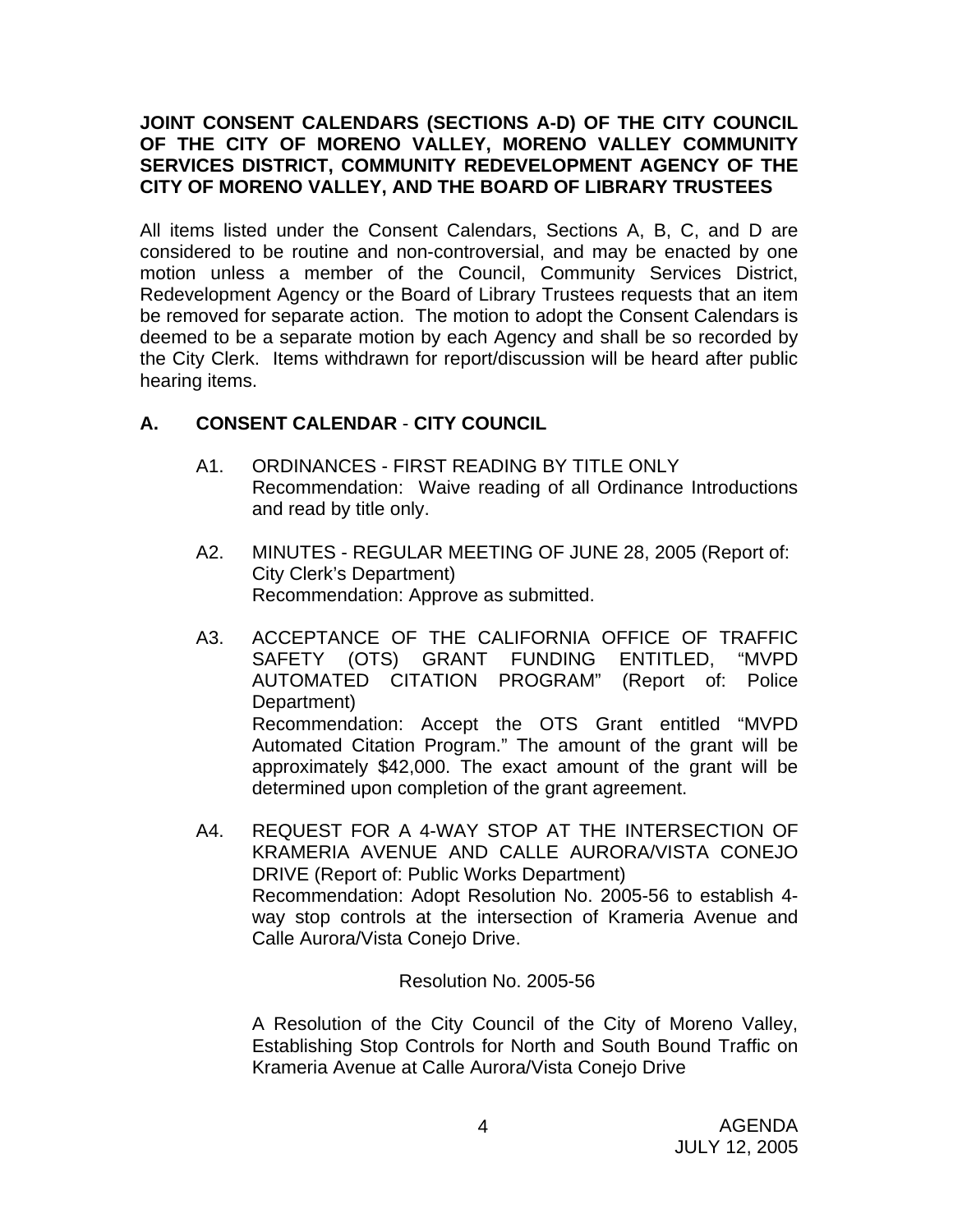**JOINT CONSENT CALENDARS (SECTIONS A-D) OF THE CITY COUNCIL OF THE CITY OF MORENO VALLEY, MORENO VALLEY COMMUNITY SERVICES DISTRICT, COMMUNITY REDEVELOPMENT AGENCY OF THE CITY OF MORENO VALLEY, AND THE BOARD OF LIBRARY TRUSTEES**

All items listed under the Consent Calendars, Sections A, B, C, and D are considered to be routine and non-controversial, and may be enacted by one motion unless a member of the Council, Community Services District, Redevelopment Agency or the Board of Library Trustees requests that an item be removed for separate action. The motion to adopt the Consent Calendars is deemed to be a separate motion by each Agency and shall be so recorded by the City Clerk. Items withdrawn for report/discussion will be heard after public hearing items.

## A. CONSENT CALENDAR - CITY COUNCIL

A1. ORDINANCES - FIRST READING BY TITLE ONLY
Recommendation: Waive reading of all Ordinance Introductions and read by title only.

A2. MINUTES - REGULAR MEETING OF JUNE 28, 2005 (Report of: City Clerk's Department)
Recommendation: Approve as submitted.

A3. ACCEPTANCE OF THE CALIFORNIA OFFICE OF TRAFFIC SAFETY (OTS) GRANT FUNDING ENTITLED, "MVPD AUTOMATED CITATION PROGRAM" (Report of: Police Department)
Recommendation: Accept the OTS Grant entitled "MVPD Automated Citation Program." The amount of the grant will be approximately $42,000. The exact amount of the grant will be determined upon completion of the grant agreement.

A4. REQUEST FOR A 4-WAY STOP AT THE INTERSECTION OF KRAMERIA AVENUE AND CALLE AURORA/VISTA CONEJO DRIVE (Report of: Public Works Department)
Recommendation: Adopt Resolution No. 2005-56 to establish 4-way stop controls at the intersection of Krameria Avenue and Calle Aurora/Vista Conejo Drive.

Resolution No. 2005-56

A Resolution of the City Council of the City of Moreno Valley, Establishing Stop Controls for North and South Bound Traffic on Krameria Avenue at Calle Aurora/Vista Conejo Drive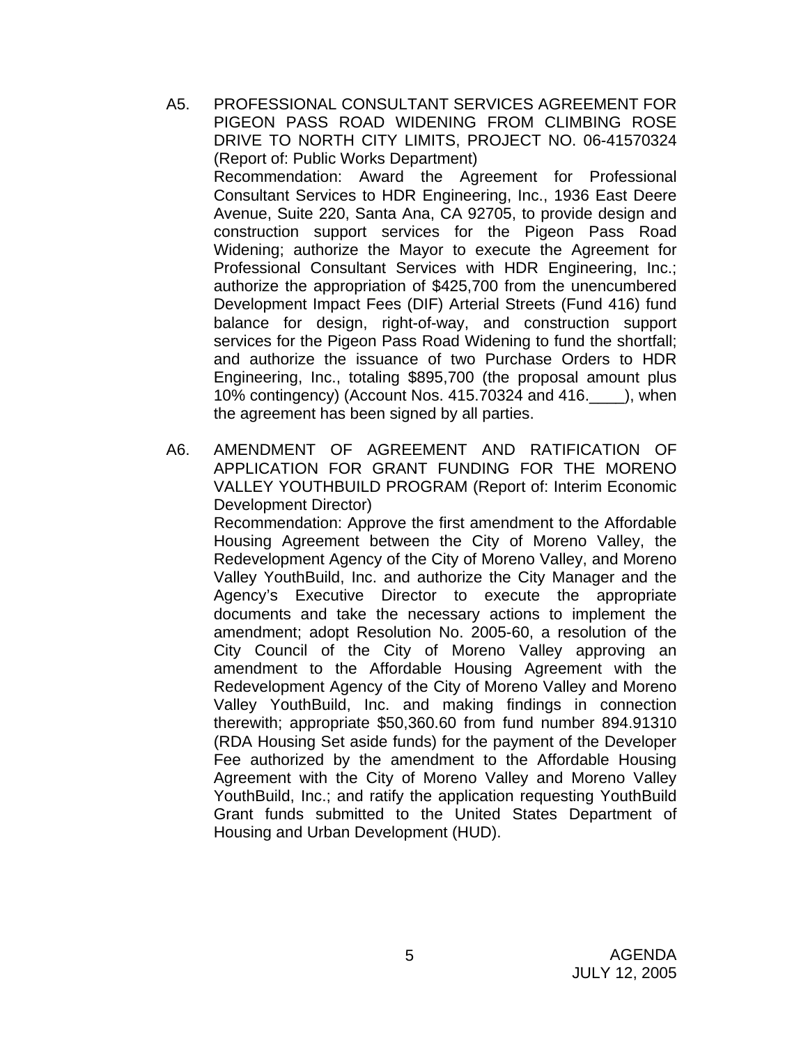A5. PROFESSIONAL CONSULTANT SERVICES AGREEMENT FOR PIGEON PASS ROAD WIDENING FROM CLIMBING ROSE DRIVE TO NORTH CITY LIMITS, PROJECT NO. 06-41570324 (Report of: Public Works Department)

Recommendation: Award the Agreement for Professional Consultant Services to HDR Engineering, Inc., 1936 East Deere Avenue, Suite 220, Santa Ana, CA 92705, to provide design and construction support services for the Pigeon Pass Road Widening; authorize the Mayor to execute the Agreement for Professional Consultant Services with HDR Engineering, Inc.; authorize the appropriation of $425,700 from the unencumbered Development Impact Fees (DIF) Arterial Streets (Fund 416) fund balance for design, right-of-way, and construction support services for the Pigeon Pass Road Widening to fund the shortfall; and authorize the issuance of two Purchase Orders to HDR Engineering, Inc., totaling $895,700 (the proposal amount plus 10% contingency) (Account Nos. 415.70324 and 416.____), when the agreement has been signed by all parties.

A6. AMENDMENT OF AGREEMENT AND RATIFICATION OF APPLICATION FOR GRANT FUNDING FOR THE MORENO VALLEY YOUTHBUILD PROGRAM (Report of: Interim Economic Development Director)

Recommendation: Approve the first amendment to the Affordable Housing Agreement between the City of Moreno Valley, the Redevelopment Agency of the City of Moreno Valley, and Moreno Valley YouthBuild, Inc. and authorize the City Manager and the Agency's Executive Director to execute the appropriate documents and take the necessary actions to implement the amendment; adopt Resolution No. 2005-60, a resolution of the City Council of the City of Moreno Valley approving an amendment to the Affordable Housing Agreement with the Redevelopment Agency of the City of Moreno Valley and Moreno Valley YouthBuild, Inc. and making findings in connection therewith; appropriate $50,360.60 from fund number 894.91310 (RDA Housing Set aside funds) for the payment of the Developer Fee authorized by the amendment to the Affordable Housing Agreement with the City of Moreno Valley and Moreno Valley YouthBuild, Inc.; and ratify the application requesting YouthBuild Grant funds submitted to the United States Department of Housing and Urban Development (HUD).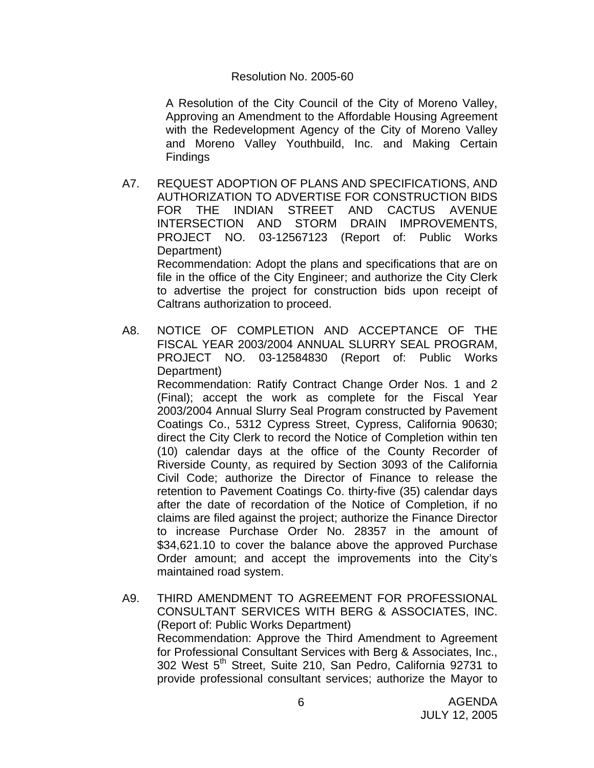Resolution No. 2005-60

A Resolution of the City Council of the City of Moreno Valley, Approving an Amendment to the Affordable Housing Agreement with the Redevelopment Agency of the City of Moreno Valley and Moreno Valley Youthbuild, Inc. and Making Certain Findings

A7. REQUEST ADOPTION OF PLANS AND SPECIFICATIONS, AND AUTHORIZATION TO ADVERTISE FOR CONSTRUCTION BIDS FOR THE INDIAN STREET AND CACTUS AVENUE INTERSECTION AND STORM DRAIN IMPROVEMENTS, PROJECT NO. 03-12567123 (Report of: Public Works Department)

Recommendation: Adopt the plans and specifications that are on file in the office of the City Engineer; and authorize the City Clerk to advertise the project for construction bids upon receipt of Caltrans authorization to proceed.

A8. NOTICE OF COMPLETION AND ACCEPTANCE OF THE FISCAL YEAR 2003/2004 ANNUAL SLURRY SEAL PROGRAM, PROJECT NO. 03-12584830 (Report of: Public Works Department)

Recommendation: Ratify Contract Change Order Nos. 1 and 2 (Final); accept the work as complete for the Fiscal Year 2003/2004 Annual Slurry Seal Program constructed by Pavement Coatings Co., 5312 Cypress Street, Cypress, California 90630; direct the City Clerk to record the Notice of Completion within ten (10) calendar days at the office of the County Recorder of Riverside County, as required by Section 3093 of the California Civil Code; authorize the Director of Finance to release the retention to Pavement Coatings Co. thirty-five (35) calendar days after the date of recordation of the Notice of Completion, if no claims are filed against the project; authorize the Finance Director to increase Purchase Order No. 28357 in the amount of $34,621.10 to cover the balance above the approved Purchase Order amount; and accept the improvements into the City's maintained road system.

A9. THIRD AMENDMENT TO AGREEMENT FOR PROFESSIONAL CONSULTANT SERVICES WITH BERG & ASSOCIATES, INC. (Report of: Public Works Department)

Recommendation: Approve the Third Amendment to Agreement for Professional Consultant Services with Berg & Associates, Inc., 302 West 5th Street, Suite 210, San Pedro, California 92731 to provide professional consultant services; authorize the Mayor to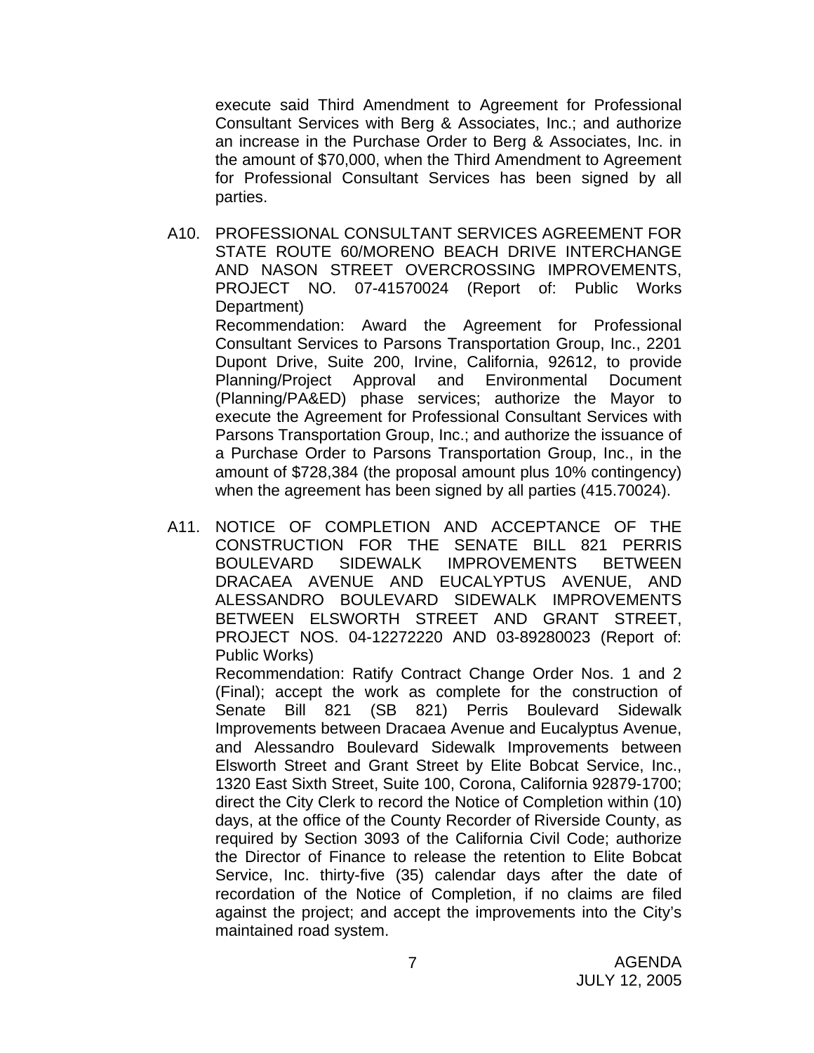execute said Third Amendment to Agreement for Professional Consultant Services with Berg & Associates, Inc.; and authorize an increase in the Purchase Order to Berg & Associates, Inc. in the amount of $70,000, when the Third Amendment to Agreement for Professional Consultant Services has been signed by all parties.

A10. PROFESSIONAL CONSULTANT SERVICES AGREEMENT FOR STATE ROUTE 60/MORENO BEACH DRIVE INTERCHANGE AND NASON STREET OVERCROSSING IMPROVEMENTS, PROJECT NO. 07-41570024 (Report of: Public Works Department)

Recommendation: Award the Agreement for Professional Consultant Services to Parsons Transportation Group, Inc., 2201 Dupont Drive, Suite 200, Irvine, California, 92612, to provide Planning/Project Approval and Environmental Document (Planning/PA&ED) phase services; authorize the Mayor to execute the Agreement for Professional Consultant Services with Parsons Transportation Group, Inc.; and authorize the issuance of a Purchase Order to Parsons Transportation Group, Inc., in the amount of $728,384 (the proposal amount plus 10% contingency) when the agreement has been signed by all parties (415.70024).

A11. NOTICE OF COMPLETION AND ACCEPTANCE OF THE CONSTRUCTION FOR THE SENATE BILL 821 PERRIS BOULEVARD SIDEWALK IMPROVEMENTS BETWEEN DRACAEA AVENUE AND EUCALYPTUS AVENUE, AND ALESSANDRO BOULEVARD SIDEWALK IMPROVEMENTS BETWEEN ELSWORTH STREET AND GRANT STREET, PROJECT NOS. 04-12272220 AND 03-89280023 (Report of: Public Works)

Recommendation: Ratify Contract Change Order Nos. 1 and 2 (Final); accept the work as complete for the construction of Senate Bill 821 (SB 821) Perris Boulevard Sidewalk Improvements between Dracaea Avenue and Eucalyptus Avenue, and Alessandro Boulevard Sidewalk Improvements between Elsworth Street and Grant Street by Elite Bobcat Service, Inc., 1320 East Sixth Street, Suite 100, Corona, California 92879-1700; direct the City Clerk to record the Notice of Completion within (10) days, at the office of the County Recorder of Riverside County, as required by Section 3093 of the California Civil Code; authorize the Director of Finance to release the retention to Elite Bobcat Service, Inc. thirty-five (35) calendar days after the date of recordation of the Notice of Completion, if no claims are filed against the project; and accept the improvements into the City's maintained road system.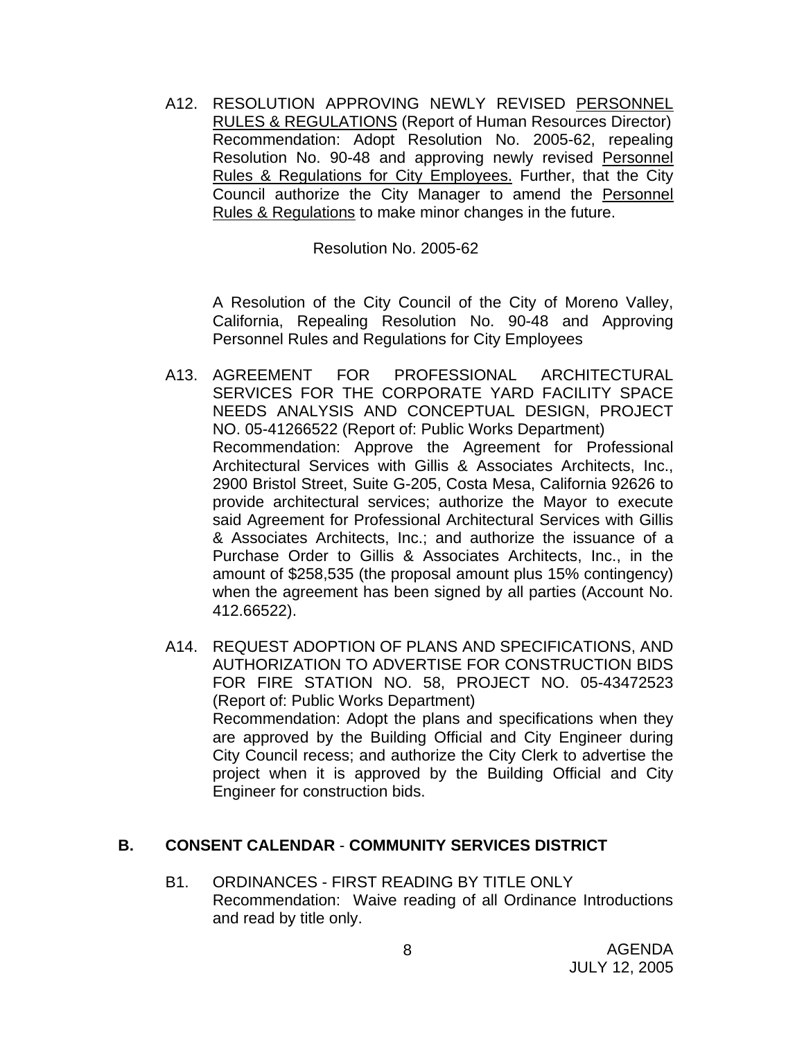A12. RESOLUTION APPROVING NEWLY REVISED PERSONNEL RULES & REGULATIONS (Report of Human Resources Director)
Recommendation: Adopt Resolution No. 2005-62, repealing Resolution No. 90-48 and approving newly revised Personnel Rules & Regulations for City Employees. Further, that the City Council authorize the City Manager to amend the Personnel Rules & Regulations to make minor changes in the future.

Resolution No. 2005-62

A Resolution of the City Council of the City of Moreno Valley, California, Repealing Resolution No. 90-48 and Approving Personnel Rules and Regulations for City Employees

A13. AGREEMENT FOR PROFESSIONAL ARCHITECTURAL SERVICES FOR THE CORPORATE YARD FACILITY SPACE NEEDS ANALYSIS AND CONCEPTUAL DESIGN, PROJECT NO. 05-41266522 (Report of: Public Works Department)
Recommendation: Approve the Agreement for Professional Architectural Services with Gillis & Associates Architects, Inc., 2900 Bristol Street, Suite G-205, Costa Mesa, California 92626 to provide architectural services; authorize the Mayor to execute said Agreement for Professional Architectural Services with Gillis & Associates Architects, Inc.; and authorize the issuance of a Purchase Order to Gillis & Associates Architects, Inc., in the amount of $258,535 (the proposal amount plus 15% contingency) when the agreement has been signed by all parties (Account No. 412.66522).

A14. REQUEST ADOPTION OF PLANS AND SPECIFICATIONS, AND AUTHORIZATION TO ADVERTISE FOR CONSTRUCTION BIDS FOR FIRE STATION NO. 58, PROJECT NO. 05-43472523 (Report of: Public Works Department)
Recommendation: Adopt the plans and specifications when they are approved by the Building Official and City Engineer during City Council recess; and authorize the City Clerk to advertise the project when it is approved by the Building Official and City Engineer for construction bids.

## B. CONSENT CALENDAR - COMMUNITY SERVICES DISTRICT

B1. ORDINANCES - FIRST READING BY TITLE ONLY
Recommendation: Waive reading of all Ordinance Introductions and read by title only.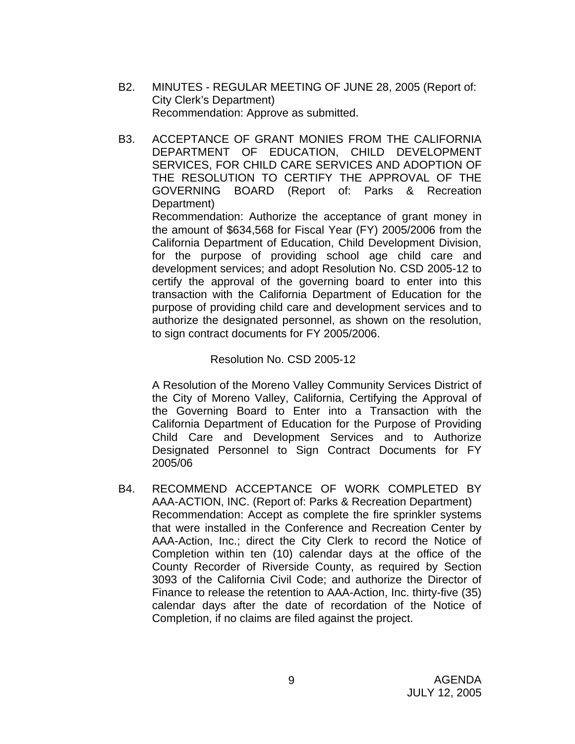B2. MINUTES - REGULAR MEETING OF JUNE 28, 2005 (Report of: City Clerk's Department)
Recommendation: Approve as submitted.

B3. ACCEPTANCE OF GRANT MONIES FROM THE CALIFORNIA DEPARTMENT OF EDUCATION, CHILD DEVELOPMENT SERVICES, FOR CHILD CARE SERVICES AND ADOPTION OF THE RESOLUTION TO CERTIFY THE APPROVAL OF THE GOVERNING BOARD (Report of: Parks & Recreation Department)
Recommendation: Authorize the acceptance of grant money in the amount of $634,568 for Fiscal Year (FY) 2005/2006 from the California Department of Education, Child Development Division, for the purpose of providing school age child care and development services; and adopt Resolution No. CSD 2005-12 to certify the approval of the governing board to enter into this transaction with the California Department of Education for the purpose of providing child care and development services and to authorize the designated personnel, as shown on the resolution, to sign contract documents for FY 2005/2006.

Resolution No. CSD 2005-12

A Resolution of the Moreno Valley Community Services District of the City of Moreno Valley, California, Certifying the Approval of the Governing Board to Enter into a Transaction with the California Department of Education for the Purpose of Providing Child Care and Development Services and to Authorize Designated Personnel to Sign Contract Documents for FY 2005/06

B4. RECOMMEND ACCEPTANCE OF WORK COMPLETED BY AAA-ACTION, INC. (Report of: Parks & Recreation Department)
Recommendation: Accept as complete the fire sprinkler systems that were installed in the Conference and Recreation Center by AAA-Action, Inc.; direct the City Clerk to record the Notice of Completion within ten (10) calendar days at the office of the County Recorder of Riverside County, as required by Section 3093 of the California Civil Code; and authorize the Director of Finance to release the retention to AAA-Action, Inc. thirty-five (35) calendar days after the date of recordation of the Notice of Completion, if no claims are filed against the project.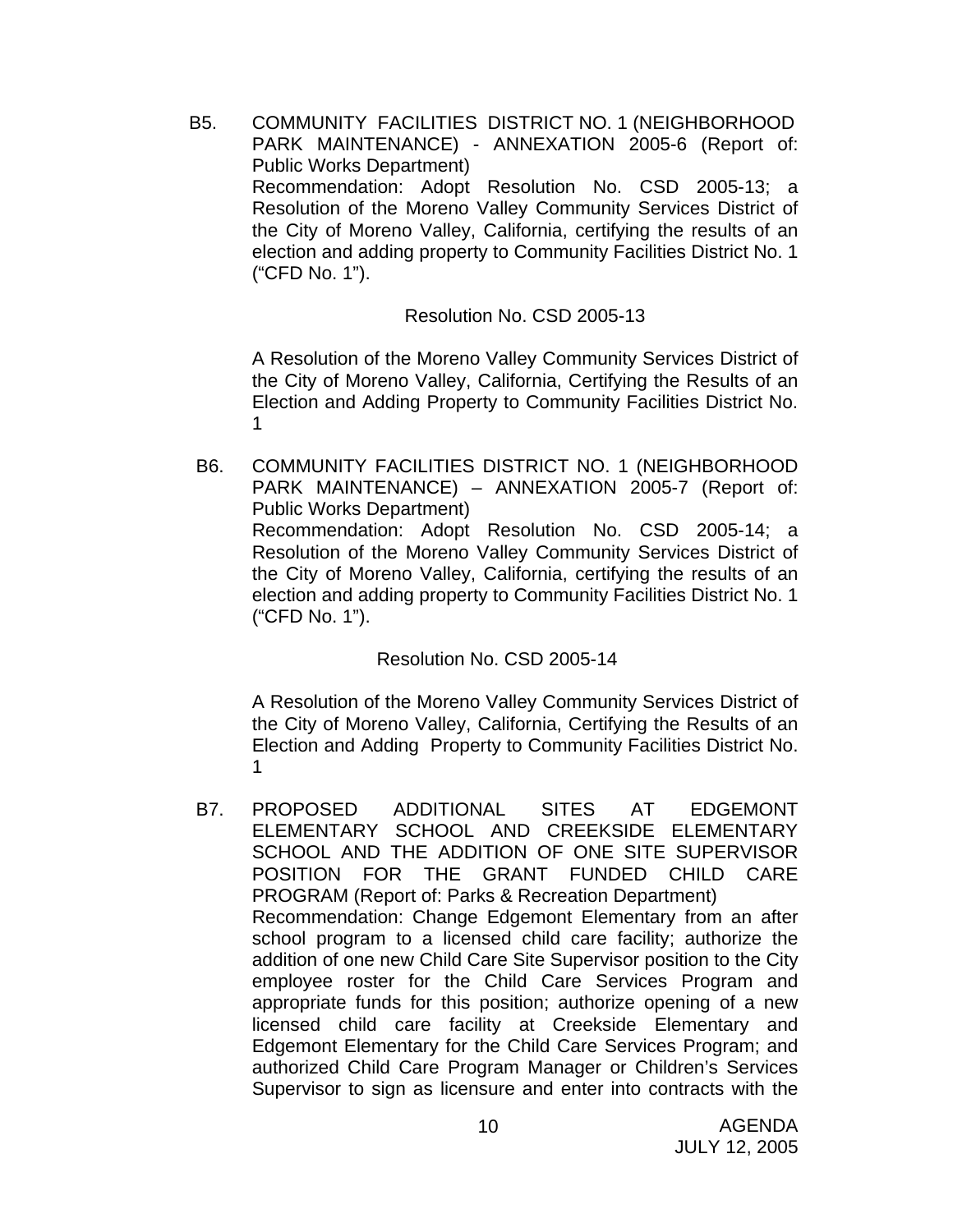B5. COMMUNITY FACILITIES DISTRICT NO. 1 (NEIGHBORHOOD PARK MAINTENANCE) - ANNEXATION 2005-6 (Report of: Public Works Department)
Recommendation: Adopt Resolution No. CSD 2005-13; a Resolution of the Moreno Valley Community Services District of the City of Moreno Valley, California, certifying the results of an election and adding property to Community Facilities District No. 1 ("CFD No. 1").

Resolution No. CSD 2005-13

A Resolution of the Moreno Valley Community Services District of the City of Moreno Valley, California, Certifying the Results of an Election and Adding Property to Community Facilities District No. 1

B6. COMMUNITY FACILITIES DISTRICT NO. 1 (NEIGHBORHOOD PARK MAINTENANCE) – ANNEXATION 2005-7 (Report of: Public Works Department)
Recommendation: Adopt Resolution No. CSD 2005-14; a Resolution of the Moreno Valley Community Services District of the City of Moreno Valley, California, certifying the results of an election and adding property to Community Facilities District No. 1 ("CFD No. 1").

Resolution No. CSD 2005-14

A Resolution of the Moreno Valley Community Services District of the City of Moreno Valley, California, Certifying the Results of an Election and Adding Property to Community Facilities District No. 1

B7. PROPOSED ADDITIONAL SITES AT EDGEMONT ELEMENTARY SCHOOL AND CREEKSIDE ELEMENTARY SCHOOL AND THE ADDITION OF ONE SITE SUPERVISOR POSITION FOR THE GRANT FUNDED CHILD CARE PROGRAM (Report of: Parks & Recreation Department)
Recommendation: Change Edgemont Elementary from an after school program to a licensed child care facility; authorize the addition of one new Child Care Site Supervisor position to the City employee roster for the Child Care Services Program and appropriate funds for this position; authorize opening of a new licensed child care facility at Creekside Elementary and Edgemont Elementary for the Child Care Services Program; and authorized Child Care Program Manager or Children's Services Supervisor to sign as licensure and enter into contracts with the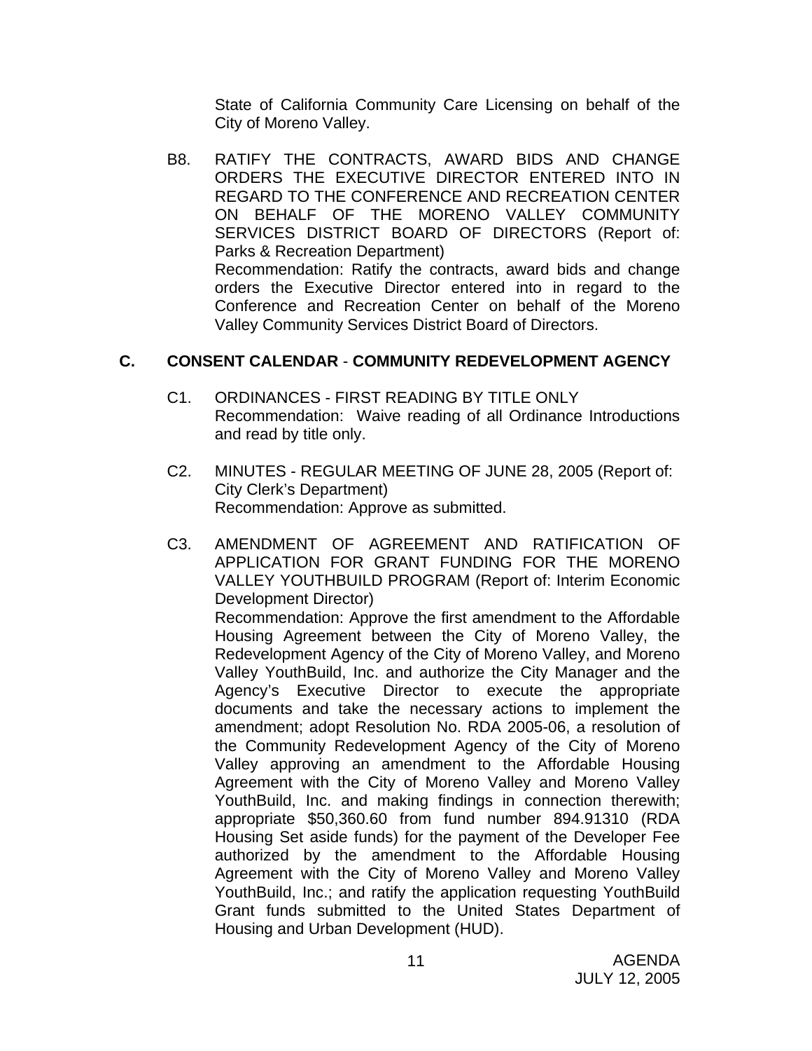State of California Community Care Licensing on behalf of the City of Moreno Valley.

B8. RATIFY THE CONTRACTS, AWARD BIDS AND CHANGE ORDERS THE EXECUTIVE DIRECTOR ENTERED INTO IN REGARD TO THE CONFERENCE AND RECREATION CENTER ON BEHALF OF THE MORENO VALLEY COMMUNITY SERVICES DISTRICT BOARD OF DIRECTORS (Report of: Parks & Recreation Department)
Recommendation: Ratify the contracts, award bids and change orders the Executive Director entered into in regard to the Conference and Recreation Center on behalf of the Moreno Valley Community Services District Board of Directors.

## C. CONSENT CALENDAR - COMMUNITY REDEVELOPMENT AGENCY

C1. ORDINANCES - FIRST READING BY TITLE ONLY
Recommendation: Waive reading of all Ordinance Introductions and read by title only.

C2. MINUTES - REGULAR MEETING OF JUNE 28, 2005 (Report of: City Clerk's Department)
Recommendation: Approve as submitted.

C3. AMENDMENT OF AGREEMENT AND RATIFICATION OF APPLICATION FOR GRANT FUNDING FOR THE MORENO VALLEY YOUTHBUILD PROGRAM (Report of: Interim Economic Development Director)
Recommendation: Approve the first amendment to the Affordable Housing Agreement between the City of Moreno Valley, the Redevelopment Agency of the City of Moreno Valley, and Moreno Valley YouthBuild, Inc. and authorize the City Manager and the Agency's Executive Director to execute the appropriate documents and take the necessary actions to implement the amendment; adopt Resolution No. RDA 2005-06, a resolution of the Community Redevelopment Agency of the City of Moreno Valley approving an amendment to the Affordable Housing Agreement with the City of Moreno Valley and Moreno Valley YouthBuild, Inc. and making findings in connection therewith; appropriate $50,360.60 from fund number 894.91310 (RDA Housing Set aside funds) for the payment of the Developer Fee authorized by the amendment to the Affordable Housing Agreement with the City of Moreno Valley and Moreno Valley YouthBuild, Inc.; and ratify the application requesting YouthBuild Grant funds submitted to the United States Department of Housing and Urban Development (HUD).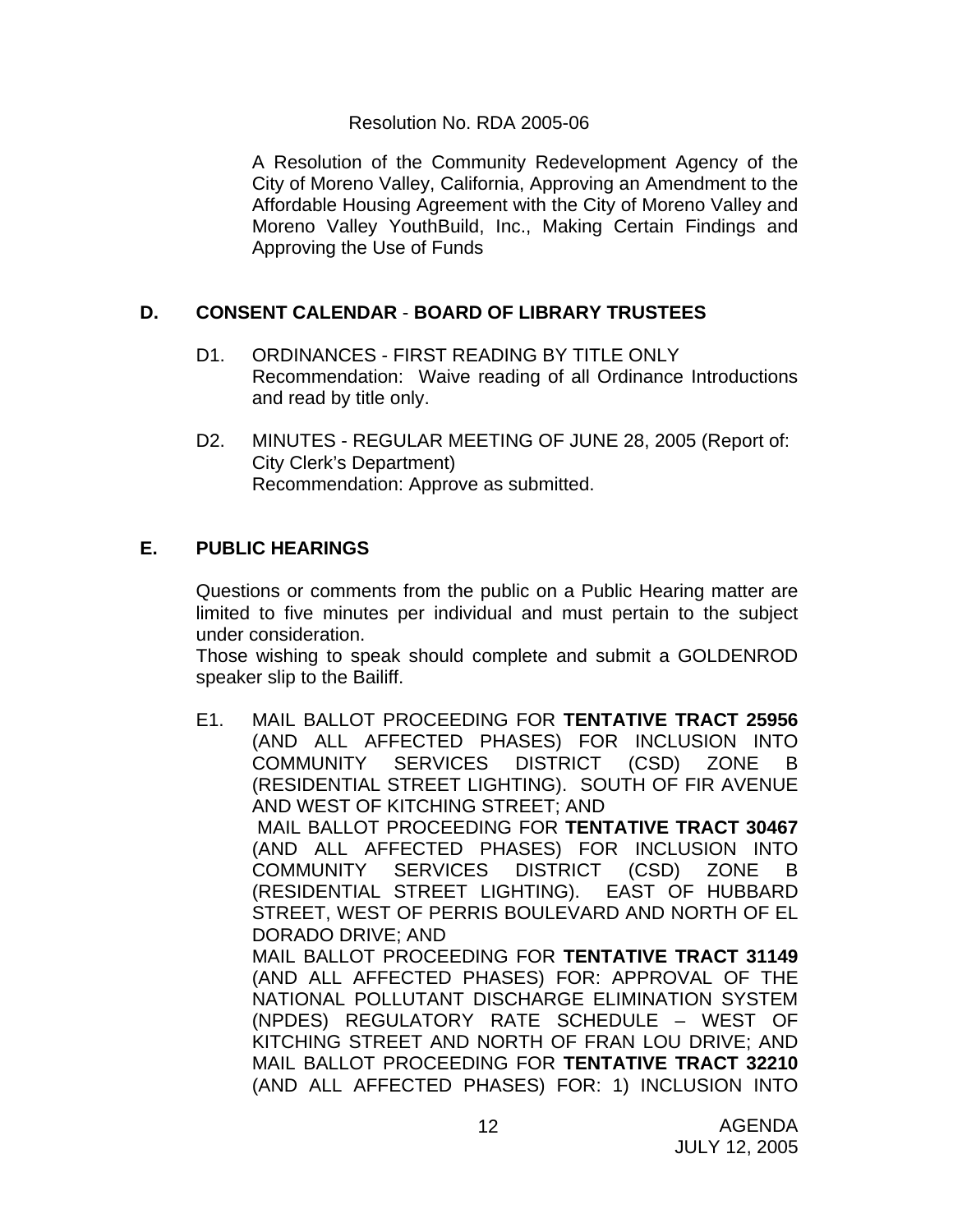Resolution No. RDA 2005-06

A Resolution of the Community Redevelopment Agency of the City of Moreno Valley, California, Approving an Amendment to the Affordable Housing Agreement with the City of Moreno Valley and Moreno Valley YouthBuild, Inc., Making Certain Findings and Approving the Use of Funds

## D. CONSENT CALENDAR - BOARD OF LIBRARY TRUSTEES

D1. ORDINANCES - FIRST READING BY TITLE ONLY
Recommendation: Waive reading of all Ordinance Introductions and read by title only.

D2. MINUTES - REGULAR MEETING OF JUNE 28, 2005 (Report of: City Clerk's Department)
Recommendation: Approve as submitted.

## E. PUBLIC HEARINGS

Questions or comments from the public on a Public Hearing matter are limited to five minutes per individual and must pertain to the subject under consideration.
Those wishing to speak should complete and submit a GOLDENROD speaker slip to the Bailiff.

E1. MAIL BALLOT PROCEEDING FOR **TENTATIVE TRACT 25956** (AND ALL AFFECTED PHASES) FOR INCLUSION INTO COMMUNITY SERVICES DISTRICT (CSD) ZONE B (RESIDENTIAL STREET LIGHTING). SOUTH OF FIR AVENUE AND WEST OF KITCHING STREET; AND
MAIL BALLOT PROCEEDING FOR **TENTATIVE TRACT 30467** (AND ALL AFFECTED PHASES) FOR INCLUSION INTO COMMUNITY SERVICES DISTRICT (CSD) ZONE B (RESIDENTIAL STREET LIGHTING). EAST OF HUBBARD STREET, WEST OF PERRIS BOULEVARD AND NORTH OF EL DORADO DRIVE; AND
MAIL BALLOT PROCEEDING FOR **TENTATIVE TRACT 31149** (AND ALL AFFECTED PHASES) FOR: APPROVAL OF THE NATIONAL POLLUTANT DISCHARGE ELIMINATION SYSTEM (NPDES) REGULATORY RATE SCHEDULE – WEST OF KITCHING STREET AND NORTH OF FRAN LOU DRIVE; AND
MAIL BALLOT PROCEEDING FOR **TENTATIVE TRACT 32210** (AND ALL AFFECTED PHASES) FOR: 1) INCLUSION INTO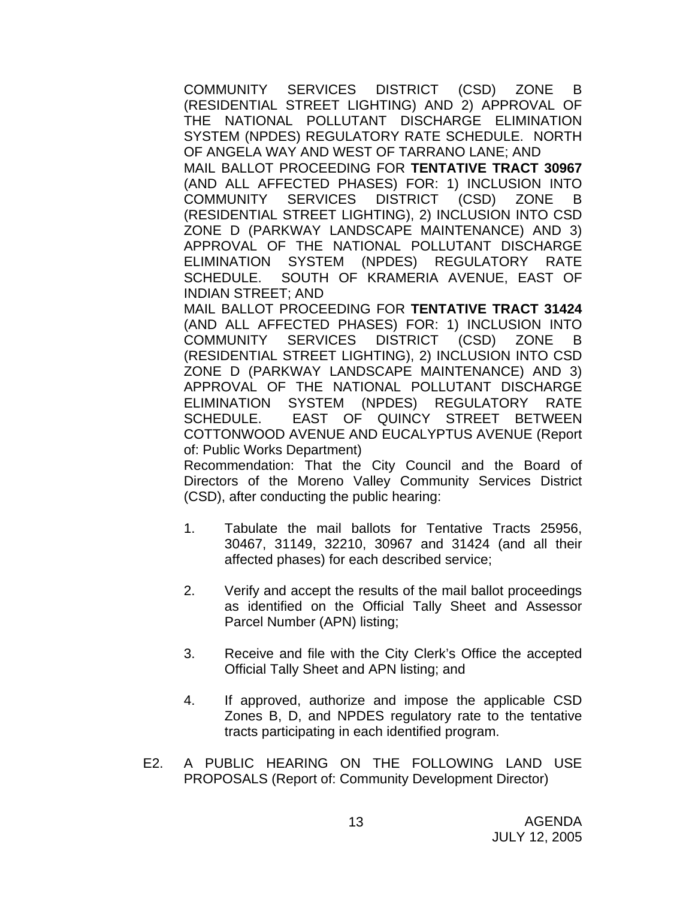COMMUNITY SERVICES DISTRICT (CSD) ZONE B (RESIDENTIAL STREET LIGHTING) AND 2) APPROVAL OF THE NATIONAL POLLUTANT DISCHARGE ELIMINATION SYSTEM (NPDES) REGULATORY RATE SCHEDULE. NORTH OF ANGELA WAY AND WEST OF TARRANO LANE; AND

MAIL BALLOT PROCEEDING FOR **TENTATIVE TRACT 30967** (AND ALL AFFECTED PHASES) FOR: 1) INCLUSION INTO COMMUNITY SERVICES DISTRICT (CSD) ZONE B (RESIDENTIAL STREET LIGHTING), 2) INCLUSION INTO CSD ZONE D (PARKWAY LANDSCAPE MAINTENANCE) AND 3) APPROVAL OF THE NATIONAL POLLUTANT DISCHARGE ELIMINATION SYSTEM (NPDES) REGULATORY RATE SCHEDULE. SOUTH OF KRAMERIA AVENUE, EAST OF INDIAN STREET; AND

MAIL BALLOT PROCEEDING FOR **TENTATIVE TRACT 31424** (AND ALL AFFECTED PHASES) FOR: 1) INCLUSION INTO COMMUNITY SERVICES DISTRICT (CSD) ZONE B (RESIDENTIAL STREET LIGHTING), 2) INCLUSION INTO CSD ZONE D (PARKWAY LANDSCAPE MAINTENANCE) AND 3) APPROVAL OF THE NATIONAL POLLUTANT DISCHARGE ELIMINATION SYSTEM (NPDES) REGULATORY RATE SCHEDULE. EAST OF QUINCY STREET BETWEEN COTTONWOOD AVENUE AND EUCALYPTUS AVENUE (Report of: Public Works Department)

Recommendation: That the City Council and the Board of Directors of the Moreno Valley Community Services District (CSD), after conducting the public hearing:

1. Tabulate the mail ballots for Tentative Tracts 25956, 30467, 31149, 32210, 30967 and 31424 (and all their affected phases) for each described service;

2. Verify and accept the results of the mail ballot proceedings as identified on the Official Tally Sheet and Assessor Parcel Number (APN) listing;

3. Receive and file with the City Clerk's Office the accepted Official Tally Sheet and APN listing; and

4. If approved, authorize and impose the applicable CSD Zones B, D, and NPDES regulatory rate to the tentative tracts participating in each identified program.

E2. A PUBLIC HEARING ON THE FOLLOWING LAND USE PROPOSALS (Report of: Community Development Director)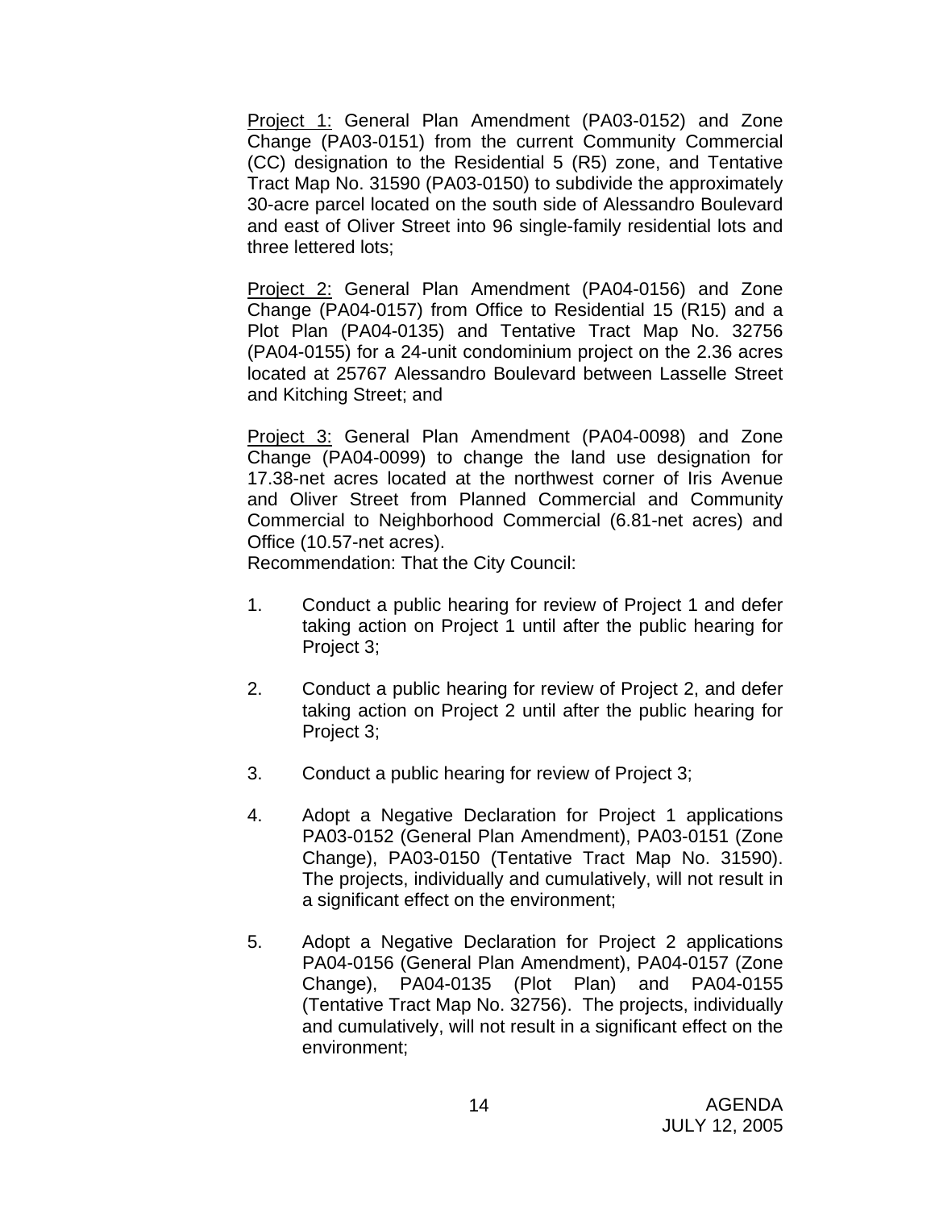Project 1: General Plan Amendment (PA03-0152) and Zone Change (PA03-0151) from the current Community Commercial (CC) designation to the Residential 5 (R5) zone, and Tentative Tract Map No. 31590 (PA03-0150) to subdivide the approximately 30-acre parcel located on the south side of Alessandro Boulevard and east of Oliver Street into 96 single-family residential lots and three lettered lots;

Project 2: General Plan Amendment (PA04-0156) and Zone Change (PA04-0157) from Office to Residential 15 (R15) and a Plot Plan (PA04-0135) and Tentative Tract Map No. 32756 (PA04-0155) for a 24-unit condominium project on the 2.36 acres located at 25767 Alessandro Boulevard between Lasselle Street and Kitching Street; and

Project 3: General Plan Amendment (PA04-0098) and Zone Change (PA04-0099) to change the land use designation for 17.38-net acres located at the northwest corner of Iris Avenue and Oliver Street from Planned Commercial and Community Commercial to Neighborhood Commercial (6.81-net acres) and Office (10.57-net acres).

Recommendation: That the City Council:

1. Conduct a public hearing for review of Project 1 and defer taking action on Project 1 until after the public hearing for Project 3;

2. Conduct a public hearing for review of Project 2, and defer taking action on Project 2 until after the public hearing for Project 3;

3. Conduct a public hearing for review of Project 3;

4. Adopt a Negative Declaration for Project 1 applications PA03-0152 (General Plan Amendment), PA03-0151 (Zone Change), PA03-0150 (Tentative Tract Map No. 31590). The projects, individually and cumulatively, will not result in a significant effect on the environment;

5. Adopt a Negative Declaration for Project 2 applications PA04-0156 (General Plan Amendment), PA04-0157 (Zone Change), PA04-0135 (Plot Plan) and PA04-0155 (Tentative Tract Map No. 32756). The projects, individually and cumulatively, will not result in a significant effect on the environment;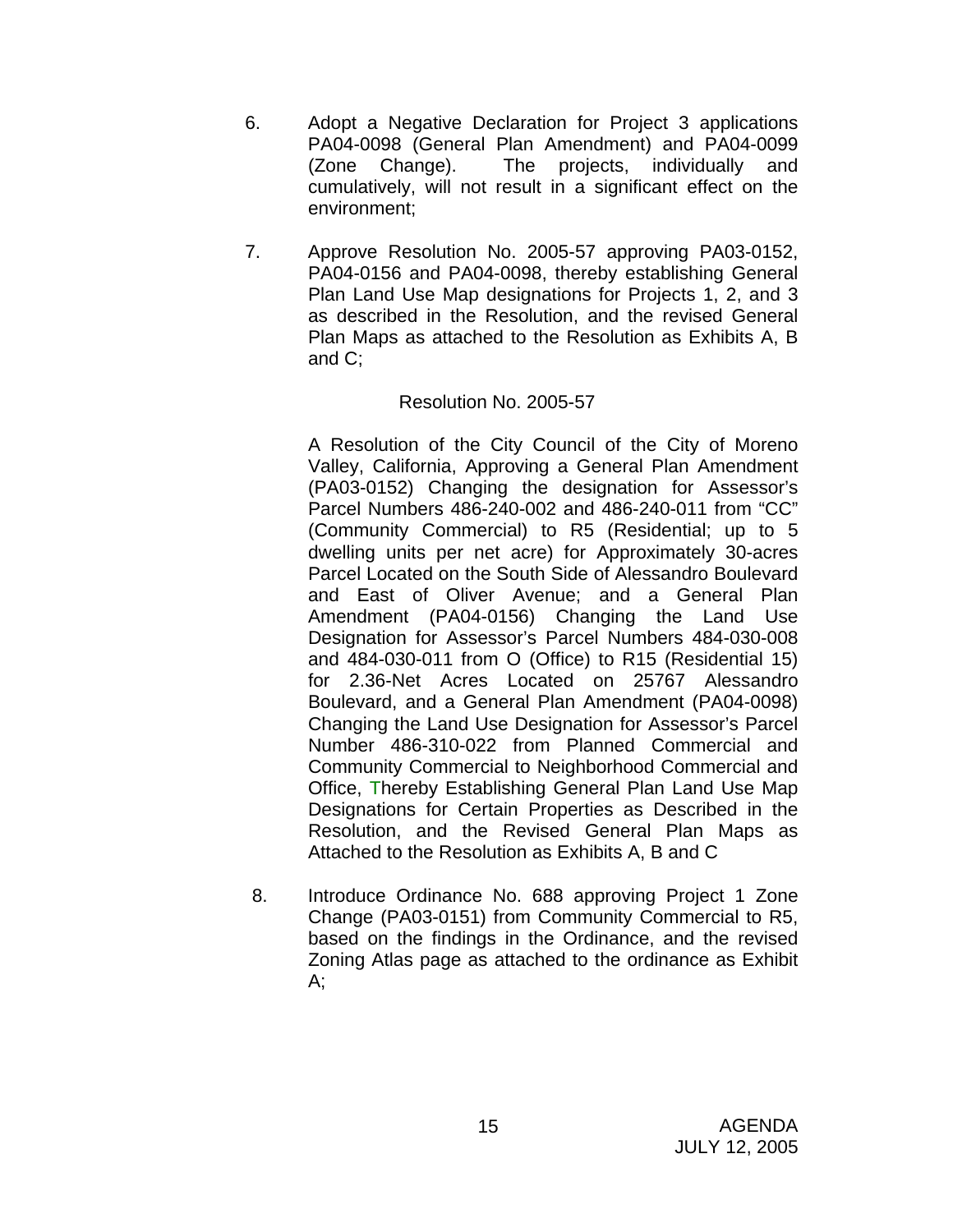6. Adopt a Negative Declaration for Project 3 applications PA04-0098 (General Plan Amendment) and PA04-0099 (Zone Change). The projects, individually and cumulatively, will not result in a significant effect on the environment;

7. Approve Resolution No. 2005-57 approving PA03-0152, PA04-0156 and PA04-0098, thereby establishing General Plan Land Use Map designations for Projects 1, 2, and 3 as described in the Resolution, and the revised General Plan Maps as attached to the Resolution as Exhibits A, B and C;

   Resolution No. 2005-57

   A Resolution of the City Council of the City of Moreno Valley, California, Approving a General Plan Amendment (PA03-0152) Changing the designation for Assessor's Parcel Numbers 486-240-002 and 486-240-011 from "CC" (Community Commercial) to R5 (Residential; up to 5 dwelling units per net acre) for Approximately 30-acres Parcel Located on the South Side of Alessandro Boulevard and East of Oliver Avenue; and a General Plan Amendment (PA04-0156) Changing the Land Use Designation for Assessor's Parcel Numbers 484-030-008 and 484-030-011 from O (Office) to R15 (Residential 15) for 2.36-Net Acres Located on 25767 Alessandro Boulevard, and a General Plan Amendment (PA04-0098) Changing the Land Use Designation for Assessor's Parcel Number 486-310-022 from Planned Commercial and Community Commercial to Neighborhood Commercial and Office, Thereby Establishing General Plan Land Use Map Designations for Certain Properties as Described in the Resolution, and the Revised General Plan Maps as Attached to the Resolution as Exhibits A, B and C

8. Introduce Ordinance No. 688 approving Project 1 Zone Change (PA03-0151) from Community Commercial to R5, based on the findings in the Ordinance, and the revised Zoning Atlas page as attached to the ordinance as Exhibit A;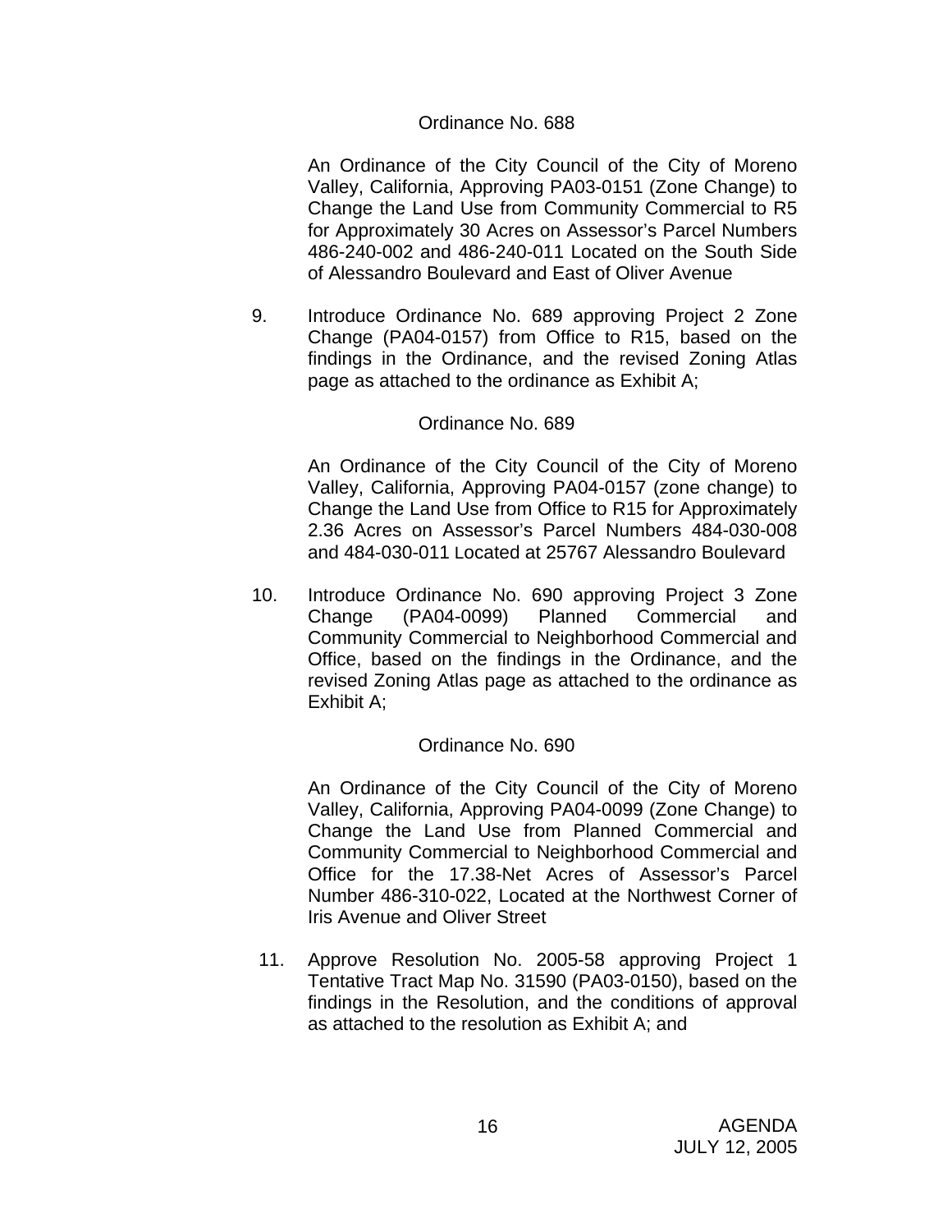Ordinance No. 688

An Ordinance of the City Council of the City of Moreno Valley, California, Approving PA03-0151 (Zone Change) to Change the Land Use from Community Commercial to R5 for Approximately 30 Acres on Assessor's Parcel Numbers 486-240-002 and 486-240-011 Located on the South Side of Alessandro Boulevard and East of Oliver Avenue

9. Introduce Ordinance No. 689 approving Project 2 Zone Change (PA04-0157) from Office to R15, based on the findings in the Ordinance, and the revised Zoning Atlas page as attached to the ordinance as Exhibit A;

Ordinance No. 689

An Ordinance of the City Council of the City of Moreno Valley, California, Approving PA04-0157 (zone change) to Change the Land Use from Office to R15 for Approximately 2.36 Acres on Assessor's Parcel Numbers 484-030-008 and 484-030-011 Located at 25767 Alessandro Boulevard

10. Introduce Ordinance No. 690 approving Project 3 Zone Change (PA04-0099) Planned Commercial and Community Commercial to Neighborhood Commercial and Office, based on the findings in the Ordinance, and the revised Zoning Atlas page as attached to the ordinance as Exhibit A;

Ordinance No. 690

An Ordinance of the City Council of the City of Moreno Valley, California, Approving PA04-0099 (Zone Change) to Change the Land Use from Planned Commercial and Community Commercial to Neighborhood Commercial and Office for the 17.38-Net Acres of Assessor's Parcel Number 486-310-022, Located at the Northwest Corner of Iris Avenue and Oliver Street

11. Approve Resolution No. 2005-58 approving Project 1 Tentative Tract Map No. 31590 (PA03-0150), based on the findings in the Resolution, and the conditions of approval as attached to the resolution as Exhibit A; and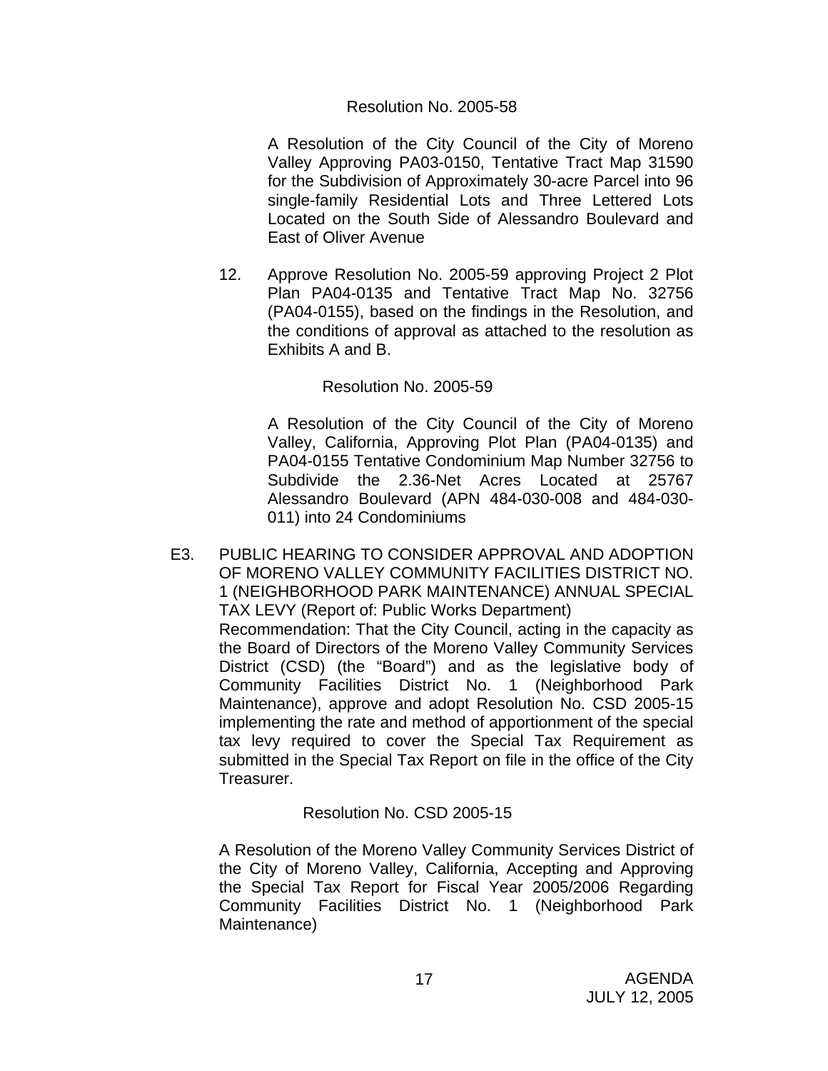Resolution No. 2005-58

A Resolution of the City Council of the City of Moreno Valley Approving PA03-0150, Tentative Tract Map 31590 for the Subdivision of Approximately 30-acre Parcel into 96 single-family Residential Lots and Three Lettered Lots Located on the South Side of Alessandro Boulevard and East of Oliver Avenue

12. Approve Resolution No. 2005-59 approving Project 2 Plot Plan PA04-0135 and Tentative Tract Map No. 32756 (PA04-0155), based on the findings in the Resolution, and the conditions of approval as attached to the resolution as Exhibits A and B.

Resolution No. 2005-59

A Resolution of the City Council of the City of Moreno Valley, California, Approving Plot Plan (PA04-0135) and PA04-0155 Tentative Condominium Map Number 32756 to Subdivide the 2.36-Net Acres Located at 25767 Alessandro Boulevard (APN 484-030-008 and 484-030-011) into 24 Condominiums

E3. PUBLIC HEARING TO CONSIDER APPROVAL AND ADOPTION OF MORENO VALLEY COMMUNITY FACILITIES DISTRICT NO. 1 (NEIGHBORHOOD PARK MAINTENANCE) ANNUAL SPECIAL TAX LEVY (Report of: Public Works Department)
Recommendation: That the City Council, acting in the capacity as the Board of Directors of the Moreno Valley Community Services District (CSD) (the "Board") and as the legislative body of Community Facilities District No. 1 (Neighborhood Park Maintenance), approve and adopt Resolution No. CSD 2005-15 implementing the rate and method of apportionment of the special tax levy required to cover the Special Tax Requirement as submitted in the Special Tax Report on file in the office of the City Treasurer.

Resolution No. CSD 2005-15

A Resolution of the Moreno Valley Community Services District of the City of Moreno Valley, California, Accepting and Approving the Special Tax Report for Fiscal Year 2005/2006 Regarding Community Facilities District No. 1 (Neighborhood Park Maintenance)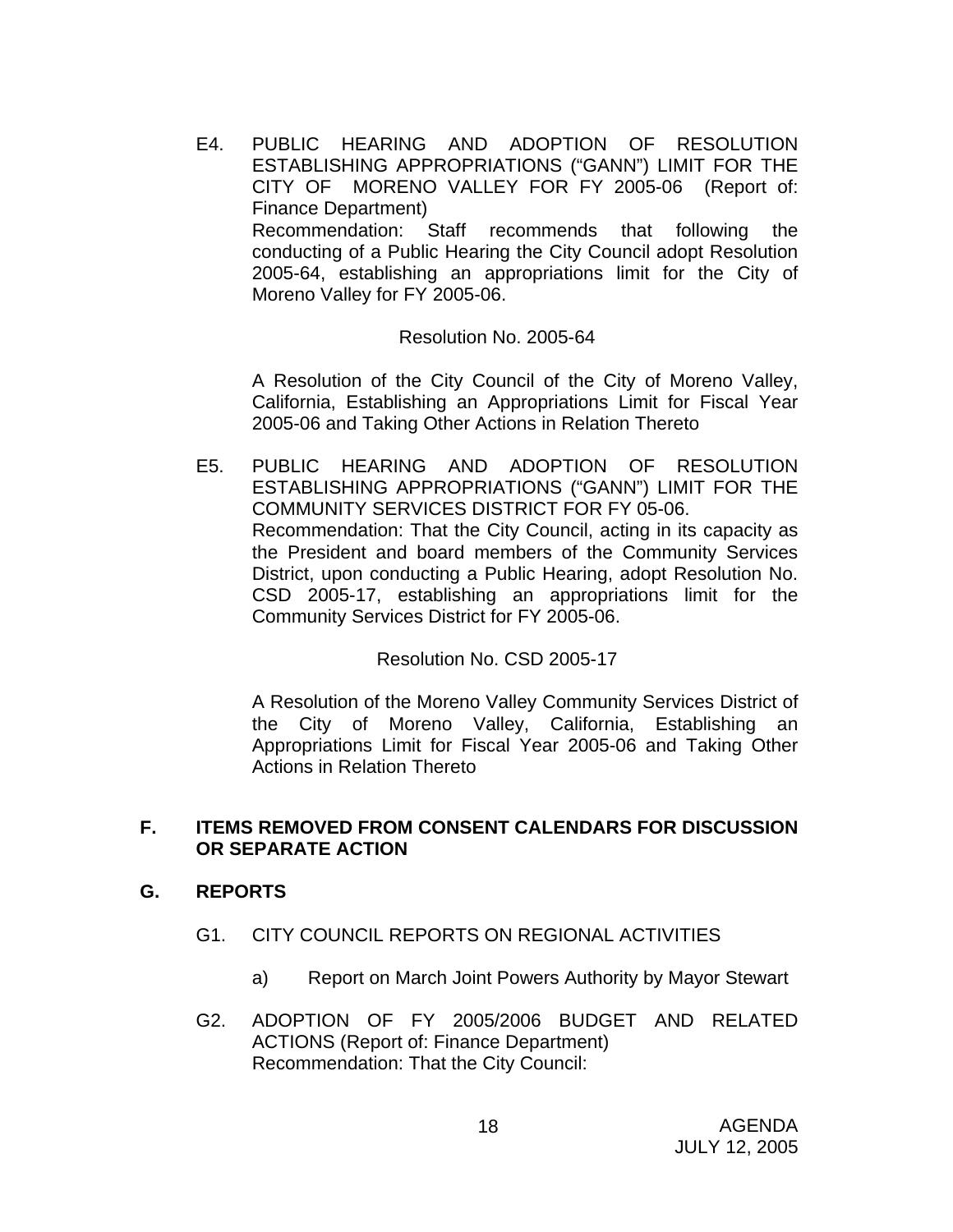E4. PUBLIC HEARING AND ADOPTION OF RESOLUTION ESTABLISHING APPROPRIATIONS ("GANN") LIMIT FOR THE CITY OF MORENO VALLEY FOR FY 2005-06 (Report of: Finance Department)
Recommendation: Staff recommends that following the conducting of a Public Hearing the City Council adopt Resolution 2005-64, establishing an appropriations limit for the City of Moreno Valley for FY 2005-06.

Resolution No. 2005-64

A Resolution of the City Council of the City of Moreno Valley, California, Establishing an Appropriations Limit for Fiscal Year 2005-06 and Taking Other Actions in Relation Thereto

E5. PUBLIC HEARING AND ADOPTION OF RESOLUTION ESTABLISHING APPROPRIATIONS ("GANN") LIMIT FOR THE COMMUNITY SERVICES DISTRICT FOR FY 05-06.
Recommendation: That the City Council, acting in its capacity as the President and board members of the Community Services District, upon conducting a Public Hearing, adopt Resolution No. CSD 2005-17, establishing an appropriations limit for the Community Services District for FY 2005-06.

Resolution No. CSD 2005-17

A Resolution of the Moreno Valley Community Services District of the City of Moreno Valley, California, Establishing an Appropriations Limit for Fiscal Year 2005-06 and Taking Other Actions in Relation Thereto

## F. ITEMS REMOVED FROM CONSENT CALENDARS FOR DISCUSSION OR SEPARATE ACTION

## G. REPORTS

G1. CITY COUNCIL REPORTS ON REGIONAL ACTIVITIES

a) Report on March Joint Powers Authority by Mayor Stewart

G2. ADOPTION OF FY 2005/2006 BUDGET AND RELATED ACTIONS (Report of: Finance Department)
Recommendation: That the City Council: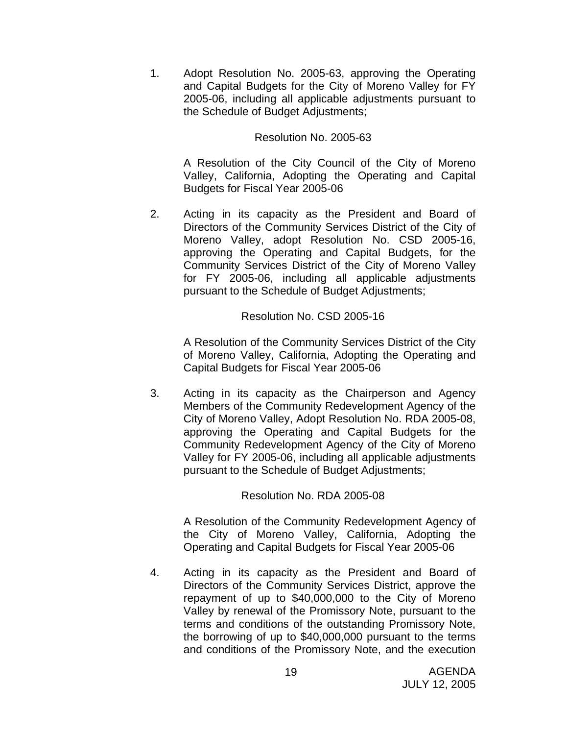1. Adopt Resolution No. 2005-63, approving the Operating and Capital Budgets for the City of Moreno Valley for FY 2005-06, including all applicable adjustments pursuant to the Schedule of Budget Adjustments;

   Resolution No. 2005-63

   A Resolution of the City Council of the City of Moreno Valley, California, Adopting the Operating and Capital Budgets for Fiscal Year 2005-06

2. Acting in its capacity as the President and Board of Directors of the Community Services District of the City of Moreno Valley, adopt Resolution No. CSD 2005-16, approving the Operating and Capital Budgets, for the Community Services District of the City of Moreno Valley for FY 2005-06, including all applicable adjustments pursuant to the Schedule of Budget Adjustments;

   Resolution No. CSD 2005-16

   A Resolution of the Community Services District of the City of Moreno Valley, California, Adopting the Operating and Capital Budgets for Fiscal Year 2005-06

3. Acting in its capacity as the Chairperson and Agency Members of the Community Redevelopment Agency of the City of Moreno Valley, Adopt Resolution No. RDA 2005-08, approving the Operating and Capital Budgets for the Community Redevelopment Agency of the City of Moreno Valley for FY 2005-06, including all applicable adjustments pursuant to the Schedule of Budget Adjustments;

   Resolution No. RDA 2005-08

   A Resolution of the Community Redevelopment Agency of the City of Moreno Valley, California, Adopting the Operating and Capital Budgets for Fiscal Year 2005-06

4. Acting in its capacity as the President and Board of Directors of the Community Services District, approve the repayment of up to $40,000,000 to the City of Moreno Valley by renewal of the Promissory Note, pursuant to the terms and conditions of the outstanding Promissory Note, the borrowing of up to $40,000,000 pursuant to the terms and conditions of the Promissory Note, and the execution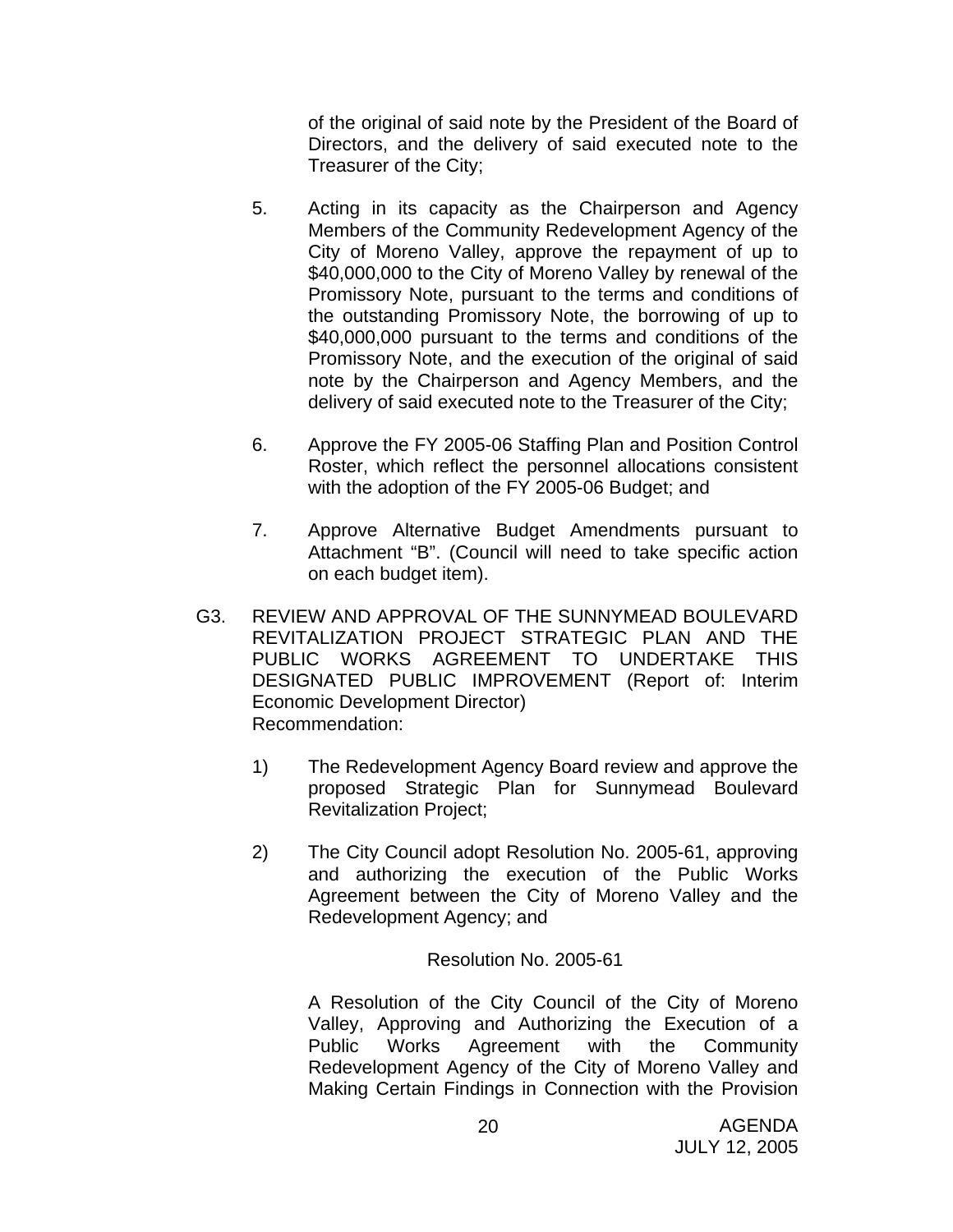of the original of said note by the President of the Board of Directors, and the delivery of said executed note to the Treasurer of the City;

5. Acting in its capacity as the Chairperson and Agency Members of the Community Redevelopment Agency of the City of Moreno Valley, approve the repayment of up to $40,000,000 to the City of Moreno Valley by renewal of the Promissory Note, pursuant to the terms and conditions of the outstanding Promissory Note, the borrowing of up to $40,000,000 pursuant to the terms and conditions of the Promissory Note, and the execution of the original of said note by the Chairperson and Agency Members, and the delivery of said executed note to the Treasurer of the City;

6. Approve the FY 2005-06 Staffing Plan and Position Control Roster, which reflect the personnel allocations consistent with the adoption of the FY 2005-06 Budget; and

7. Approve Alternative Budget Amendments pursuant to Attachment "B". (Council will need to take specific action on each budget item).

G3. REVIEW AND APPROVAL OF THE SUNNYMEAD BOULEVARD REVITALIZATION PROJECT STRATEGIC PLAN AND THE PUBLIC WORKS AGREEMENT TO UNDERTAKE THIS DESIGNATED PUBLIC IMPROVEMENT (Report of: Interim Economic Development Director)
Recommendation:

1) The Redevelopment Agency Board review and approve the proposed Strategic Plan for Sunnymead Boulevard Revitalization Project;

2) The City Council adopt Resolution No. 2005-61, approving and authorizing the execution of the Public Works Agreement between the City of Moreno Valley and the Redevelopment Agency; and

Resolution No. 2005-61

A Resolution of the City Council of the City of Moreno Valley, Approving and Authorizing the Execution of a Public Works Agreement with the Community Redevelopment Agency of the City of Moreno Valley and Making Certain Findings in Connection with the Provision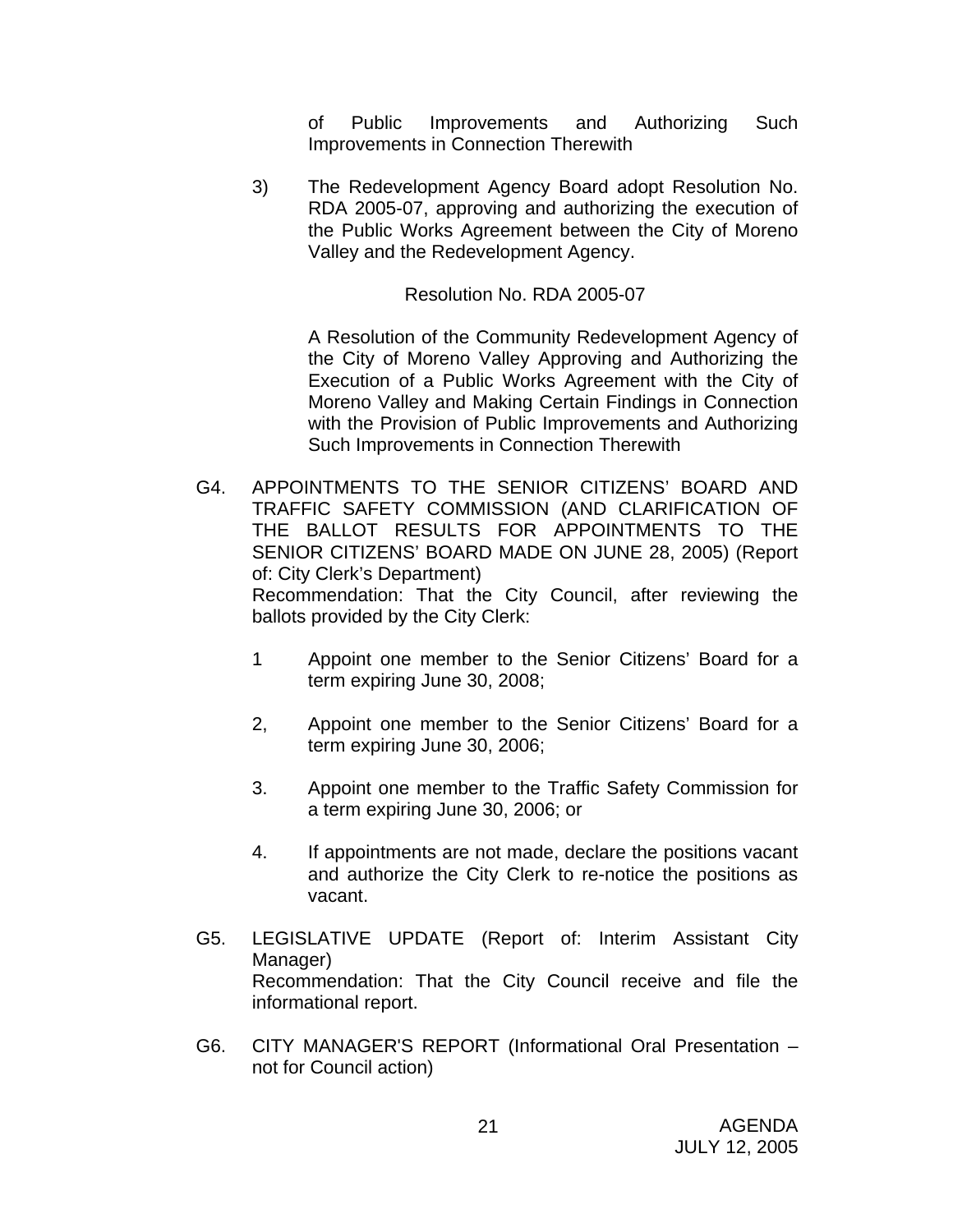of Public Improvements and Authorizing Such Improvements in Connection Therewith

3) The Redevelopment Agency Board adopt Resolution No. RDA 2005-07, approving and authorizing the execution of the Public Works Agreement between the City of Moreno Valley and the Redevelopment Agency.

Resolution No. RDA 2005-07

A Resolution of the Community Redevelopment Agency of the City of Moreno Valley Approving and Authorizing the Execution of a Public Works Agreement with the City of Moreno Valley and Making Certain Findings in Connection with the Provision of Public Improvements and Authorizing Such Improvements in Connection Therewith

G4. APPOINTMENTS TO THE SENIOR CITIZENS' BOARD AND TRAFFIC SAFETY COMMISSION (AND CLARIFICATION OF THE BALLOT RESULTS FOR APPOINTMENTS TO THE SENIOR CITIZENS' BOARD MADE ON JUNE 28, 2005) (Report of: City Clerk's Department)
Recommendation: That the City Council, after reviewing the ballots provided by the City Clerk:

1 Appoint one member to the Senior Citizens' Board for a term expiring June 30, 2008;

2, Appoint one member to the Senior Citizens' Board for a term expiring June 30, 2006;

3. Appoint one member to the Traffic Safety Commission for a term expiring June 30, 2006; or

4. If appointments are not made, declare the positions vacant and authorize the City Clerk to re-notice the positions as vacant.

G5. LEGISLATIVE UPDATE (Report of: Interim Assistant City Manager)
Recommendation: That the City Council receive and file the informational report.

G6. CITY MANAGER'S REPORT (Informational Oral Presentation – not for Council action)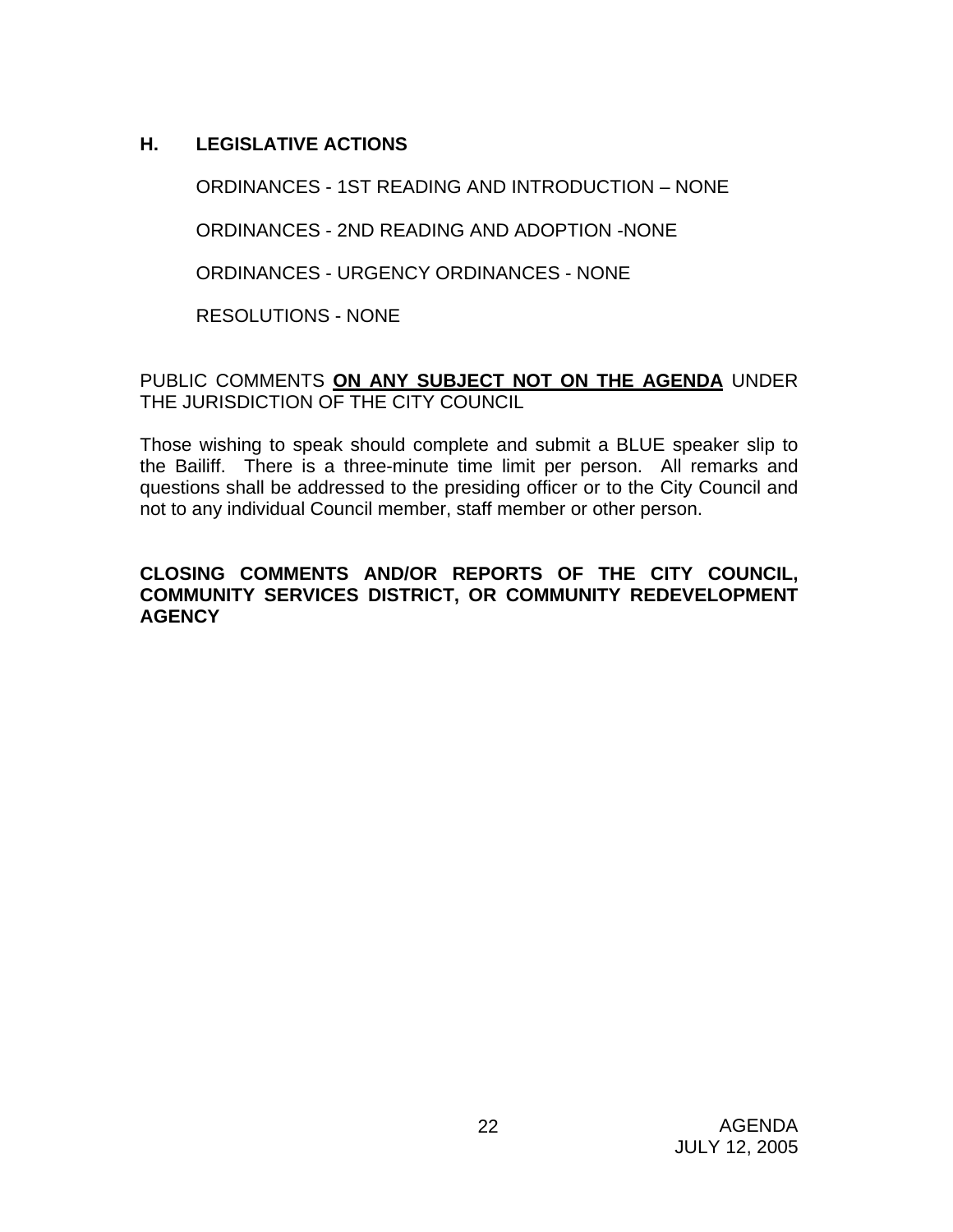## H. LEGISLATIVE ACTIONS

ORDINANCES - 1ST READING AND INTRODUCTION – NONE

ORDINANCES - 2ND READING AND ADOPTION -NONE

ORDINANCES - URGENCY ORDINANCES - NONE

RESOLUTIONS - NONE

PUBLIC COMMENTS **ON ANY SUBJECT NOT ON THE AGENDA** UNDER THE JURISDICTION OF THE CITY COUNCIL

Those wishing to speak should complete and submit a BLUE speaker slip to the Bailiff. There is a three-minute time limit per person. All remarks and questions shall be addressed to the presiding officer or to the City Council and not to any individual Council member, staff member or other person.

**CLOSING COMMENTS AND/OR REPORTS OF THE CITY COUNCIL, COMMUNITY SERVICES DISTRICT, OR COMMUNITY REDEVELOPMENT AGENCY**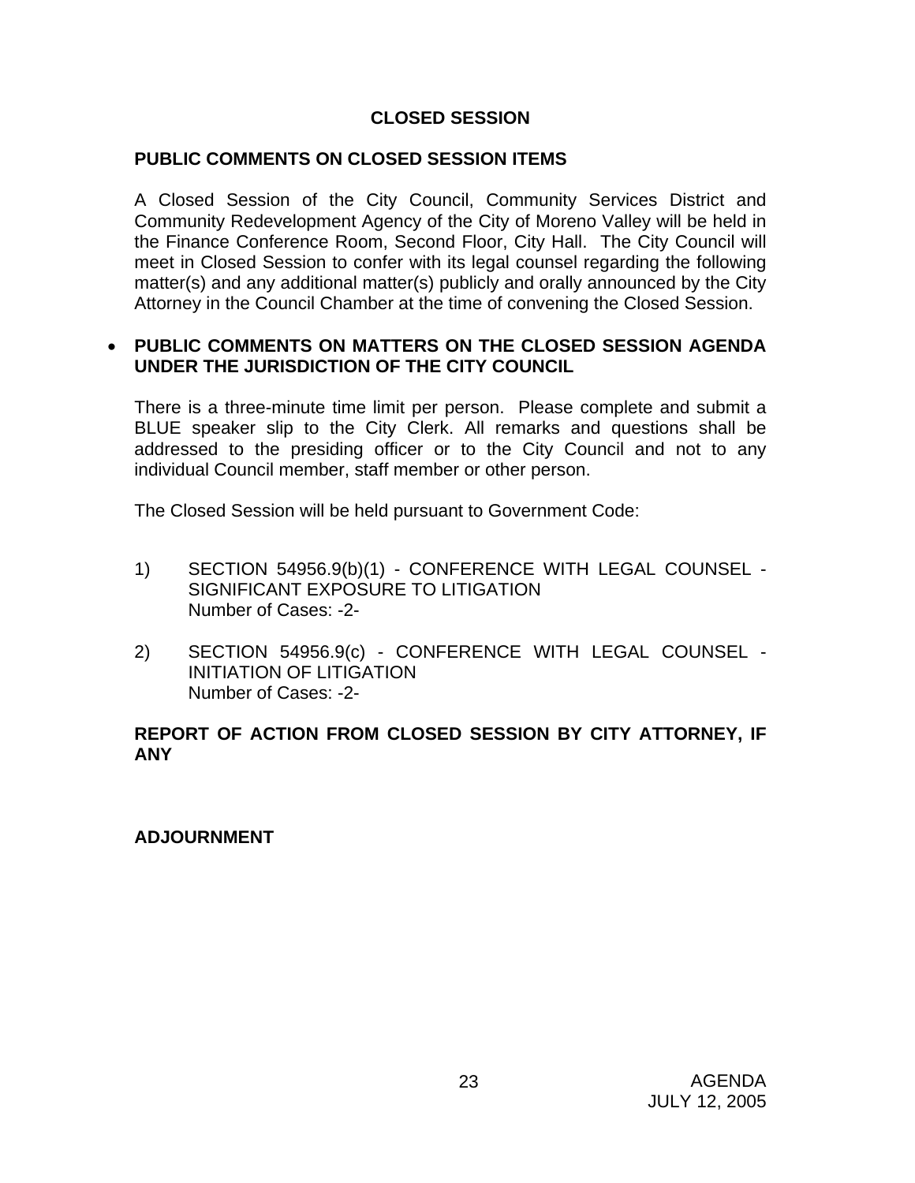## CLOSED SESSION

### PUBLIC COMMENTS ON CLOSED SESSION ITEMS

A Closed Session of the City Council, Community Services District and Community Redevelopment Agency of the City of Moreno Valley will be held in the Finance Conference Room, Second Floor, City Hall. The City Council will meet in Closed Session to confer with its legal counsel regarding the following matter(s) and any additional matter(s) publicly and orally announced by the City Attorney in the Council Chamber at the time of convening the Closed Session.

- **PUBLIC COMMENTS ON MATTERS ON THE CLOSED SESSION AGENDA UNDER THE JURISDICTION OF THE CITY COUNCIL**

There is a three-minute time limit per person. Please complete and submit a BLUE speaker slip to the City Clerk. All remarks and questions shall be addressed to the presiding officer or to the City Council and not to any individual Council member, staff member or other person.

The Closed Session will be held pursuant to Government Code:

1) SECTION 54956.9(b)(1) - CONFERENCE WITH LEGAL COUNSEL - SIGNIFICANT EXPOSURE TO LITIGATION
Number of Cases: -2-

2) SECTION 54956.9(c) - CONFERENCE WITH LEGAL COUNSEL - INITIATION OF LITIGATION
Number of Cases: -2-

**REPORT OF ACTION FROM CLOSED SESSION BY CITY ATTORNEY, IF ANY**

**ADJOURNMENT**